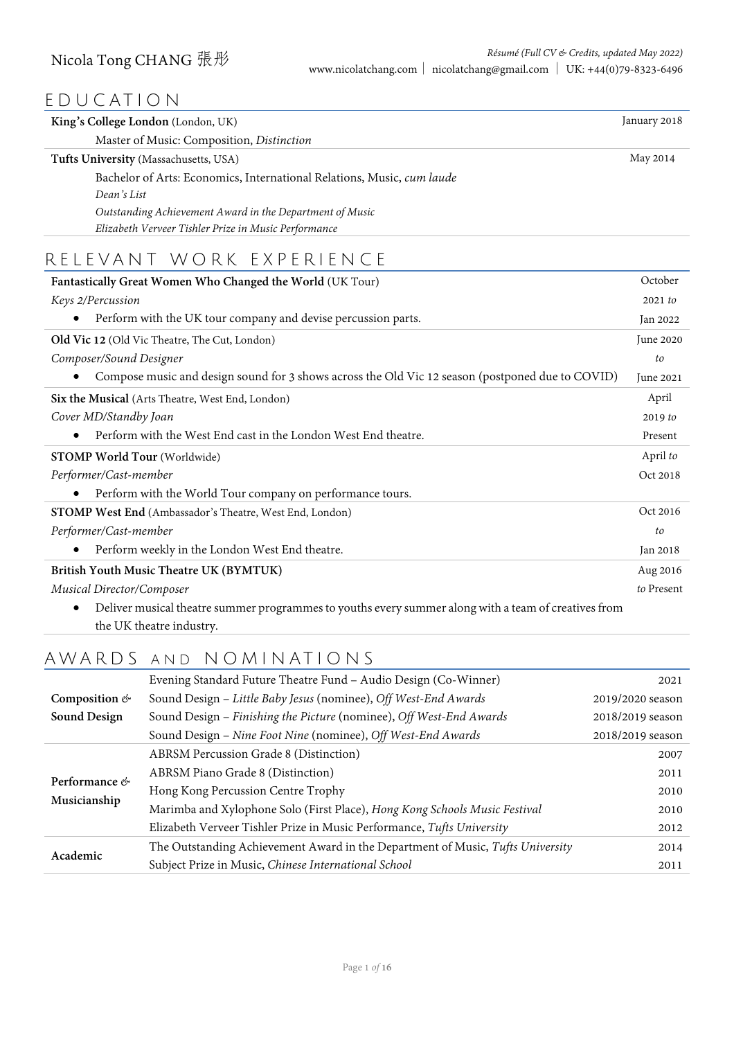# Nicola Tong CHANG 張彤

*Résumé (Full CV & Credits, updated May 2022)*
www.nicolatchang.com | nicolatchang@gmail.com | UK: +44(0)79-8323-6496

## EDUCATION

**King's College London** (London, UK) — January 2018

Master of Music: Composition, *Distinction*

**Tufts University** (Massachusetts, USA) — May 2014

Bachelor of Arts: Economics, International Relations, Music, *cum laude*
*Dean's List*
*Outstanding Achievement Award in the Department of Music*
*Elizabeth Verveer Tishler Prize in Music Performance*

## RELEVANT WORK EXPERIENCE

**Fantastically Great Women Who Changed the World** (UK Tour) — October 2021 *to* Jan 2022
*Keys 2/Percussion*
- Perform with the UK tour company and devise percussion parts.

**Old Vic 12** (Old Vic Theatre, The Cut, London) — June 2020 *to* June 2021
*Composer/Sound Designer*
- Compose music and design sound for 3 shows across the Old Vic 12 season (postponed due to COVID)

**Six the Musical** (Arts Theatre, West End, London) — April 2019 *to* Present
*Cover MD/Standby Joan*
- Perform with the West End cast in the London West End theatre.

**STOMP World Tour** (Worldwide) — April *to* Oct 2018
*Performer/Cast-member*
- Perform with the World Tour company on performance tours.

**STOMP West End** (Ambassador's Theatre, West End, London) — Oct 2016 *to* Jan 2018
*Performer/Cast-member*
- Perform weekly in the London West End theatre.

**British Youth Music Theatre UK (BYMTUK)** — Aug 2016 *to* Present
*Musical Director/Composer*
- Deliver musical theatre summer programmes to youths every summer along with a team of creatives from the UK theatre industry.

## AWARDS and NOMINATIONS

| Category | Award | Year |
|---|---|---|
| **Composition & Sound Design** | Evening Standard Future Theatre Fund – Audio Design (Co-Winner) | 2021 |
| | Sound Design – *Little Baby Jesus* (nominee), *Off West-End Awards* | 2019/2020 season |
| | Sound Design – *Finishing the Picture* (nominee), *Off West-End Awards* | 2018/2019 season |
| | Sound Design – *Nine Foot Nine* (nominee), *Off West-End Awards* | 2018/2019 season |
| **Performance & Musicianship** | ABRSM Percussion Grade 8 (Distinction) | 2007 |
| | ABRSM Piano Grade 8 (Distinction) | 2011 |
| | Hong Kong Percussion Centre Trophy | 2010 |
| | Marimba and Xylophone Solo (First Place), *Hong Kong Schools Music Festival* | 2010 |
| | Elizabeth Verveer Tishler Prize in Music Performance, *Tufts University* | 2012 |
| **Academic** | The Outstanding Achievement Award in the Department of Music, *Tufts University* | 2014 |
| | Subject Prize in Music, *Chinese International School* | 2011 |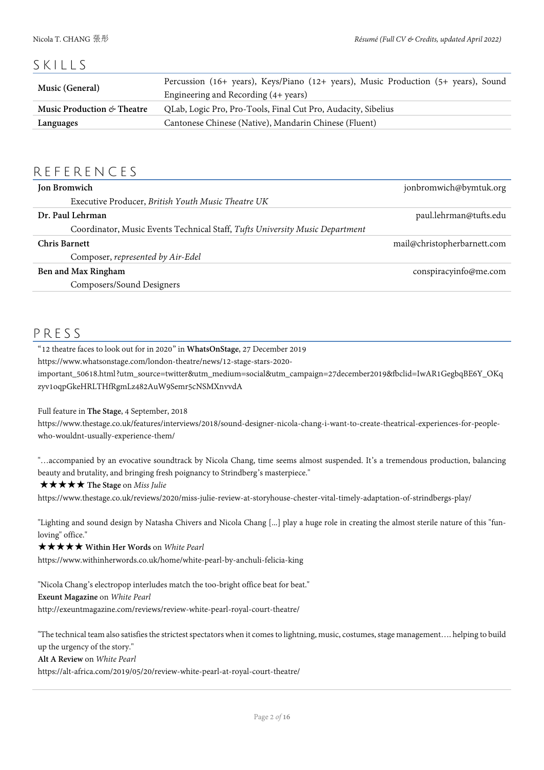## SKILLS

| | |
|---|---|
| **Music (General)** | Percussion (16+ years), Keys/Piano (12+ years), Music Production (5+ years), Sound Engineering and Recording (4+ years) |
| **Music Production & Theatre** | QLab, Logic Pro, Pro-Tools, Final Cut Pro, Audacity, Sibelius |
| **Languages** | Cantonese Chinese (Native), Mandarin Chinese (Fluent) |

## REFERENCES

**Jon Bromwich** — jonbromwich@bymtuk.org
Executive Producer, *British Youth Music Theatre UK*

**Dr. Paul Lehrman** — paul.lehrman@tufts.edu
Coordinator, Music Events Technical Staff, *Tufts University Music Department*

**Chris Barnett** — mail@christopherbarnett.com
Composer, *represented by Air-Edel*

**Ben and Max Ringham** — conspiracyinfo@me.com
Composers/Sound Designers

## PRESS

"12 theatre faces to look out for in 2020" in **WhatsOnStage**, 27 December 2019
https://www.whatsonstage.com/london-theatre/news/12-stage-stars-2020-important_50618.html?utm_source=twitter&utm_medium=social&utm_campaign=27december2019&fbclid=IwAR1GegbqBE6Y_OKqzyv1oqpGkeHRLTHfRgmLz482AuW9Semr5cNSMXnvvdA

Full feature in **The Stage**, 4 September, 2018
https://www.thestage.co.uk/features/interviews/2018/sound-designer-nicola-chang-i-want-to-create-theatrical-experiences-for-people-who-wouldnt-usually-experience-them/

"…accompanied by an evocative soundtrack by Nicola Chang, time seems almost suspended. It's a tremendous production, balancing beauty and brutality, and bringing fresh poignancy to Strindberg's masterpiece."
★★★★★ **The Stage** on *Miss Julie*
https://www.thestage.co.uk/reviews/2020/miss-julie-review-at-storyhouse-chester-vital-timely-adaptation-of-strindbergs-play/

"Lighting and sound design by Natasha Chivers and Nicola Chang [...] play a huge role in creating the almost sterile nature of this "fun-loving" office."
★★★★★ **Within Her Words** on *White Pearl*
https://www.withinherwords.co.uk/home/white-pearl-by-anchuli-felicia-king

"Nicola Chang's electropop interludes match the too-bright office beat for beat."
**Exeunt Magazine** on *White Pearl*
http://exeuntmagazine.com/reviews/review-white-pearl-royal-court-theatre/

"The technical team also satisfies the strictest spectators when it comes to lightning, music, costumes, stage management…. helping to build up the urgency of the story."
**Alt A Review** on *White Pearl*
https://alt-africa.com/2019/05/20/review-white-pearl-at-royal-court-theatre/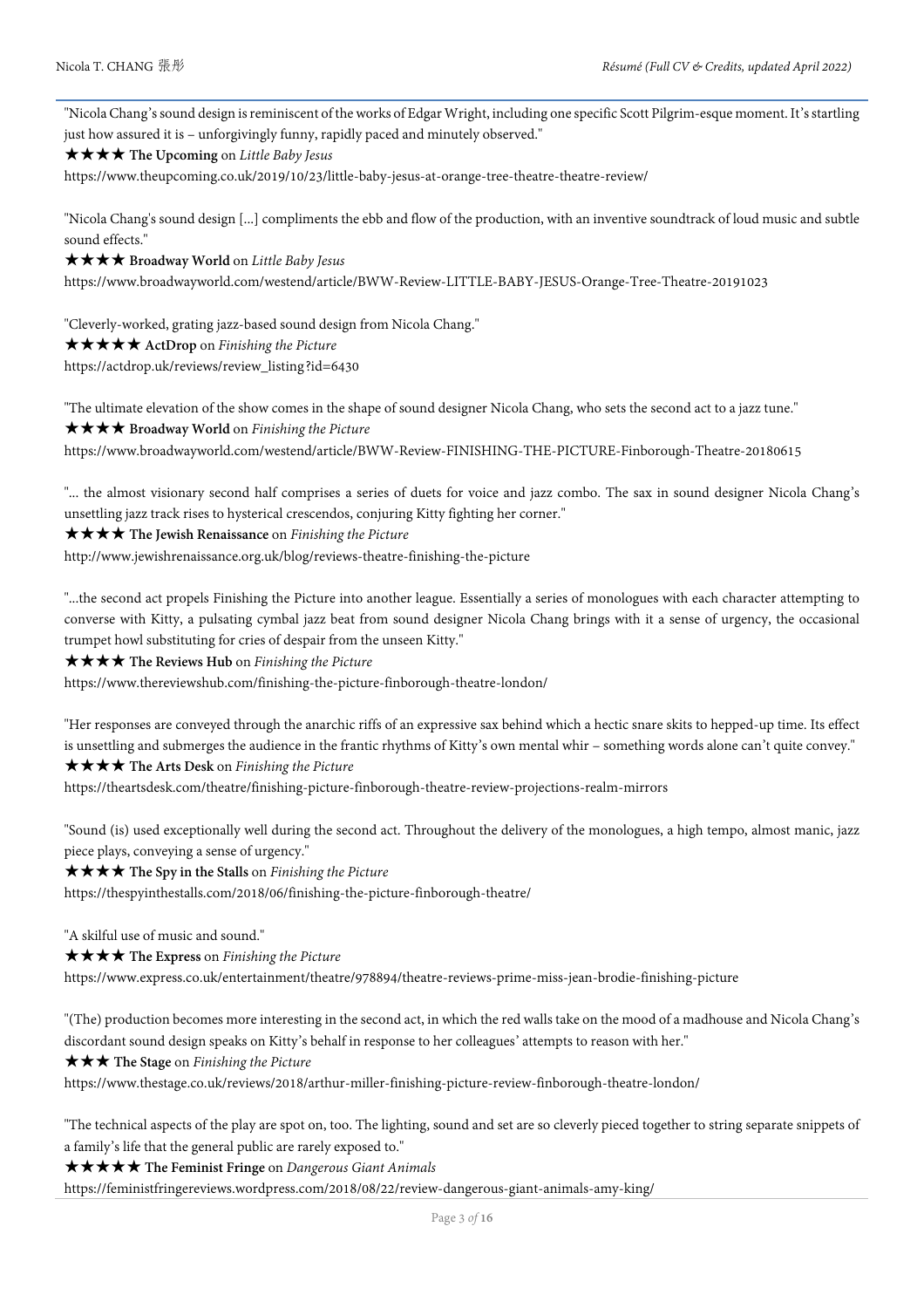"Nicola Chang's sound design is reminiscent of the works of Edgar Wright, including one specific Scott Pilgrim-esque moment. It's startling just how assured it is – unforgivingly funny, rapidly paced and minutely observed."

★★★★ **The Upcoming** on *Little Baby Jesus*

https://www.theupcoming.co.uk/2019/10/23/little-baby-jesus-at-orange-tree-theatre-theatre-review/

"Nicola Chang's sound design [...] compliments the ebb and flow of the production, with an inventive soundtrack of loud music and subtle sound effects."

★★★★ **Broadway World** on *Little Baby Jesus*

https://www.broadwayworld.com/westend/article/BWW-Review-LITTLE-BABY-JESUS-Orange-Tree-Theatre-20191023

"Cleverly-worked, grating jazz-based sound design from Nicola Chang."

★★★★★ **ActDrop** on *Finishing the Picture*

https://actdrop.uk/reviews/review_listing?id=6430

"The ultimate elevation of the show comes in the shape of sound designer Nicola Chang, who sets the second act to a jazz tune."

★★★★ **Broadway World** on *Finishing the Picture*

https://www.broadwayworld.com/westend/article/BWW-Review-FINISHING-THE-PICTURE-Finborough-Theatre-20180615

"... the almost visionary second half comprises a series of duets for voice and jazz combo. The sax in sound designer Nicola Chang's unsettling jazz track rises to hysterical crescendos, conjuring Kitty fighting her corner."

★★★★ **The Jewish Renaissance** on *Finishing the Picture*

http://www.jewishrenaissance.org.uk/blog/reviews-theatre-finishing-the-picture

"...the second act propels Finishing the Picture into another league. Essentially a series of monologues with each character attempting to converse with Kitty, a pulsating cymbal jazz beat from sound designer Nicola Chang brings with it a sense of urgency, the occasional trumpet howl substituting for cries of despair from the unseen Kitty."

★★★★ **The Reviews Hub** on *Finishing the Picture*

https://www.thereviewshub.com/finishing-the-picture-finborough-theatre-london/

"Her responses are conveyed through the anarchic riffs of an expressive sax behind which a hectic snare skits to hepped-up time. Its effect is unsettling and submerges the audience in the frantic rhythms of Kitty's own mental whir – something words alone can't quite convey."

★★★★ **The Arts Desk** on *Finishing the Picture*

https://theartsdesk.com/theatre/finishing-picture-finborough-theatre-review-projections-realm-mirrors

"Sound (is) used exceptionally well during the second act. Throughout the delivery of the monologues, a high tempo, almost manic, jazz piece plays, conveying a sense of urgency."

★★★★ **The Spy in the Stalls** on *Finishing the Picture*

https://thespyinthestalls.com/2018/06/finishing-the-picture-finborough-theatre/

"A skilful use of music and sound."

★★★★ **The Express** on *Finishing the Picture*

https://www.express.co.uk/entertainment/theatre/978894/theatre-reviews-prime-miss-jean-brodie-finishing-picture

"(The) production becomes more interesting in the second act, in which the red walls take on the mood of a madhouse and Nicola Chang's discordant sound design speaks on Kitty's behalf in response to her colleagues' attempts to reason with her."

★★★ **The Stage** on *Finishing the Picture*

https://www.thestage.co.uk/reviews/2018/arthur-miller-finishing-picture-review-finborough-theatre-london/

"The technical aspects of the play are spot on, too. The lighting, sound and set are so cleverly pieced together to string separate snippets of a family's life that the general public are rarely exposed to."

★★★★★ **The Feminist Fringe** on *Dangerous Giant Animals*

https://feministfringereviews.wordpress.com/2018/08/22/review-dangerous-giant-animals-amy-king/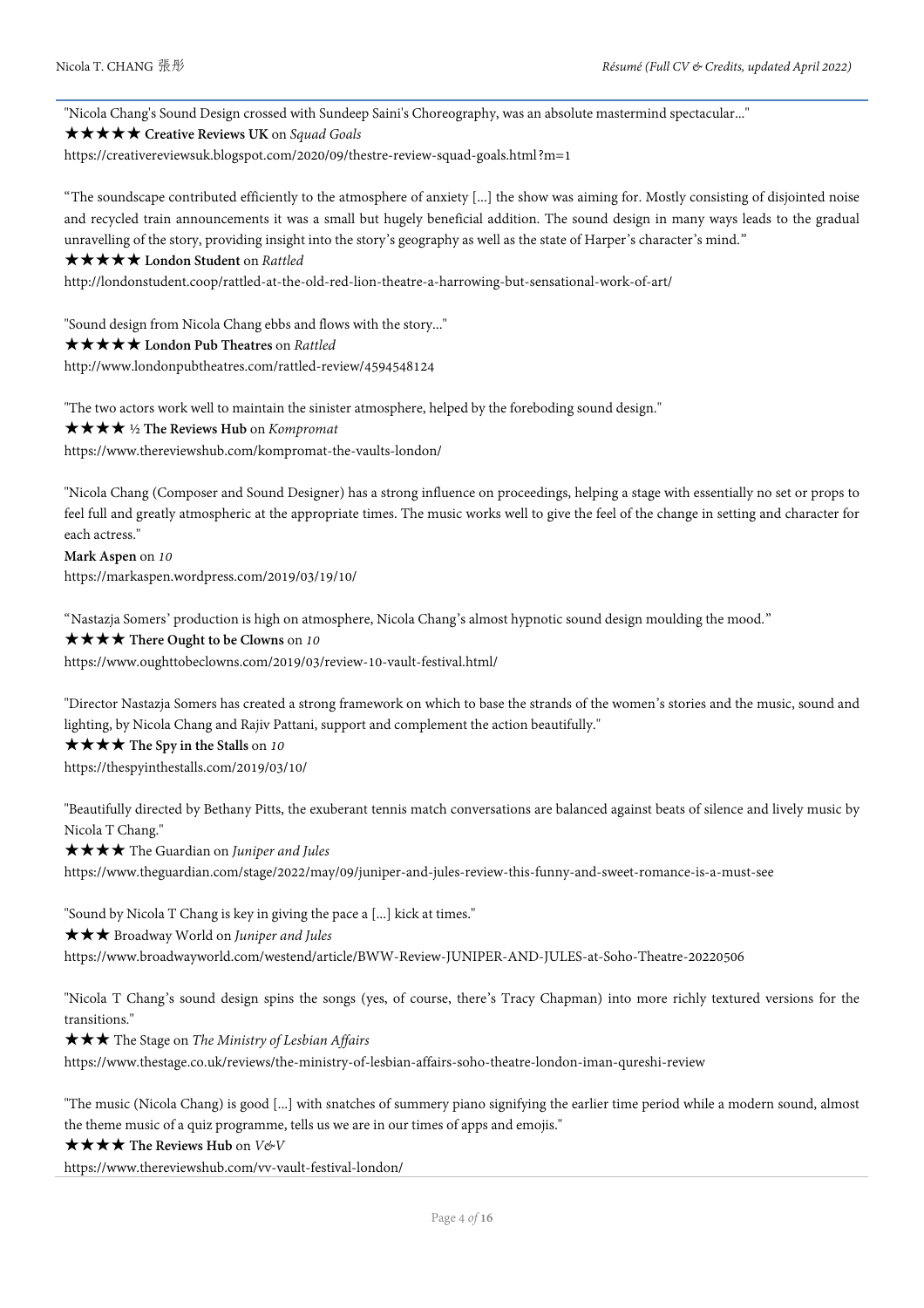"Nicola Chang's Sound Design crossed with Sundeep Saini's Choreography, was an absolute mastermind spectacular..."

★★★★★ **Creative Reviews UK** on *Squad Goals*

https://creativereviewsuk.blogspot.com/2020/09/thestre-review-squad-goals.html?m=1

"The soundscape contributed efficiently to the atmosphere of anxiety [...] the show was aiming for. Mostly consisting of disjointed noise and recycled train announcements it was a small but hugely beneficial addition. The sound design in many ways leads to the gradual unravelling of the story, providing insight into the story's geography as well as the state of Harper's character's mind."

★★★★★ **London Student** on *Rattled*

http://londonstudent.coop/rattled-at-the-old-red-lion-theatre-a-harrowing-but-sensational-work-of-art/

"Sound design from Nicola Chang ebbs and flows with the story..."

★★★★★ **London Pub Theatres** on *Rattled*

http://www.londonpubtheatres.com/rattled-review/4594548124

"The two actors work well to maintain the sinister atmosphere, helped by the foreboding sound design."

★★★★ ½ **The Reviews Hub** on *Kompromat*

https://www.thereviewshub.com/kompromat-the-vaults-london/

"Nicola Chang (Composer and Sound Designer) has a strong influence on proceedings, helping a stage with essentially no set or props to feel full and greatly atmospheric at the appropriate times. The music works well to give the feel of the change in setting and character for each actress."

**Mark Aspen** on *10*

https://markaspen.wordpress.com/2019/03/19/10/

"Nastazja Somers' production is high on atmosphere, Nicola Chang's almost hypnotic sound design moulding the mood."

★★★★ **There Ought to be Clowns** on *10*

https://www.oughttobeclowns.com/2019/03/review-10-vault-festival.html/

"Director Nastazja Somers has created a strong framework on which to base the strands of the women's stories and the music, sound and lighting, by Nicola Chang and Rajiv Pattani, support and complement the action beautifully."

★★★★ **The Spy in the Stalls** on *10*

https://thespyinthestalls.com/2019/03/10/

"Beautifully directed by Bethany Pitts, the exuberant tennis match conversations are balanced against beats of silence and lively music by Nicola T Chang."

★★★★ The Guardian on *Juniper and Jules*

https://www.theguardian.com/stage/2022/may/09/juniper-and-jules-review-this-funny-and-sweet-romance-is-a-must-see

"Sound by Nicola T Chang is key in giving the pace a [...] kick at times."

★★★ Broadway World on *Juniper and Jules*

https://www.broadwayworld.com/westend/article/BWW-Review-JUNIPER-AND-JULES-at-Soho-Theatre-20220506

"Nicola T Chang's sound design spins the songs (yes, of course, there's Tracy Chapman) into more richly textured versions for the transitions."

★★★ The Stage on *The Ministry of Lesbian Affairs*

https://www.thestage.co.uk/reviews/the-ministry-of-lesbian-affairs-soho-theatre-london-iman-qureshi-review

"The music (Nicola Chang) is good [...] with snatches of summery piano signifying the earlier time period while a modern sound, almost the theme music of a quiz programme, tells us we are in our times of apps and emojis."

★★★★ **The Reviews Hub** on *V&V*

https://www.thereviewshub.com/vv-vault-festival-london/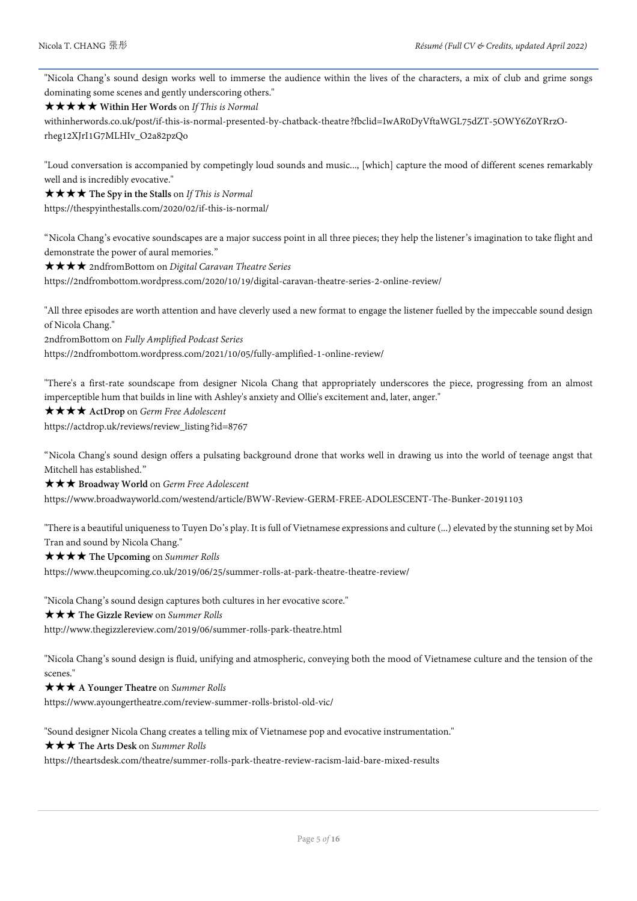"Nicola Chang's sound design works well to immerse the audience within the lives of the characters, a mix of club and grime songs dominating some scenes and gently underscoring others."

★★★★★ **Within Her Words** on *If This is Normal*

withinherwords.co.uk/post/if-this-is-normal-presented-by-chatback-theatre?fbclid=IwAR0DyVftaWGL75dZT-5OWY6Z0YRrzO-rheg12XJrI1G7MLHIv_O2a82pzQo

"Loud conversation is accompanied by competingly loud sounds and music..., [which] capture the mood of different scenes remarkably well and is incredibly evocative."

★★★★ **The Spy in the Stalls** on *If This is Normal*

https://thespyinthestalls.com/2020/02/if-this-is-normal/

"Nicola Chang's evocative soundscapes are a major success point in all three pieces; they help the listener's imagination to take flight and demonstrate the power of aural memories."

★★★★ 2ndfromBottom on *Digital Caravan Theatre Series*

https://2ndfrombottom.wordpress.com/2020/10/19/digital-caravan-theatre-series-2-online-review/

"All three episodes are worth attention and have cleverly used a new format to engage the listener fuelled by the impeccable sound design of Nicola Chang."

2ndfromBottom on *Fully Amplified Podcast Series*

https://2ndfrombottom.wordpress.com/2021/10/05/fully-amplified-1-online-review/

"There's a first-rate soundscape from designer Nicola Chang that appropriately underscores the piece, progressing from an almost imperceptible hum that builds in line with Ashley's anxiety and Ollie's excitement and, later, anger."

★★★★ **ActDrop** on *Germ Free Adolescent*

https://actdrop.uk/reviews/review_listing?id=8767

"Nicola Chang's sound design offers a pulsating background drone that works well in drawing us into the world of teenage angst that Mitchell has established."

★★★ **Broadway World** on *Germ Free Adolescent*

https://www.broadwayworld.com/westend/article/BWW-Review-GERM-FREE-ADOLESCENT-The-Bunker-20191103

"There is a beautiful uniqueness to Tuyen Do's play. It is full of Vietnamese expressions and culture (...) elevated by the stunning set by Moi Tran and sound by Nicola Chang."

★★★★ **The Upcoming** on *Summer Rolls*

https://www.theupcoming.co.uk/2019/06/25/summer-rolls-at-park-theatre-theatre-review/

"Nicola Chang's sound design captures both cultures in her evocative score."

★★★ **The Gizzle Review** on *Summer Rolls*

http://www.thegizzlereview.com/2019/06/summer-rolls-park-theatre.html

"Nicola Chang's sound design is fluid, unifying and atmospheric, conveying both the mood of Vietnamese culture and the tension of the scenes."

★★★ **A Younger Theatre** on *Summer Rolls*

https://www.ayoungertheatre.com/review-summer-rolls-bristol-old-vic/

"Sound designer Nicola Chang creates a telling mix of Vietnamese pop and evocative instrumentation."

★★★ **The Arts Desk** on *Summer Rolls*

https://theartsdesk.com/theatre/summer-rolls-park-theatre-review-racism-laid-bare-mixed-results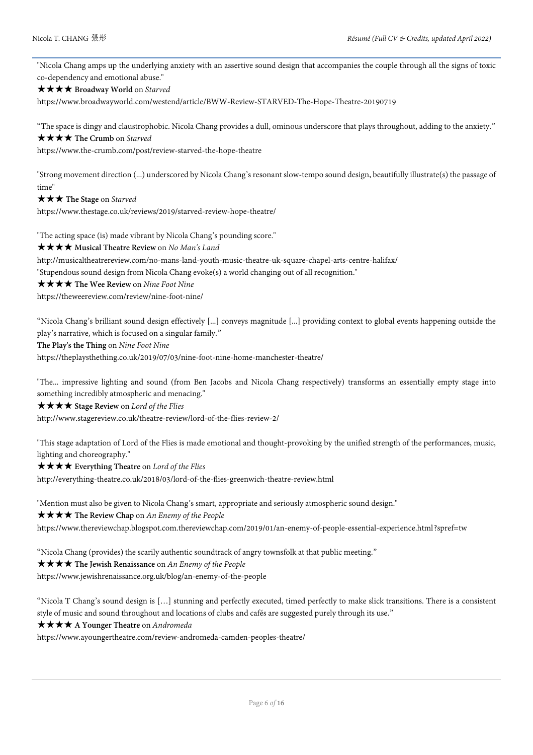"Nicola Chang amps up the underlying anxiety with an assertive sound design that accompanies the couple through all the signs of toxic co-dependency and emotional abuse."

★★★★ **Broadway World** on *Starved*

https://www.broadwayworld.com/westend/article/BWW-Review-STARVED-The-Hope-Theatre-20190719

"The space is dingy and claustrophobic. Nicola Chang provides a dull, ominous underscore that plays throughout, adding to the anxiety."

★★★★ **The Crumb** on *Starved*

https://www.the-crumb.com/post/review-starved-the-hope-theatre

"Strong movement direction (...) underscored by Nicola Chang's resonant slow-tempo sound design, beautifully illustrate(s) the passage of time"

★★★ **The Stage** on *Starved*

https://www.thestage.co.uk/reviews/2019/starved-review-hope-theatre/

"The acting space (is) made vibrant by Nicola Chang's pounding score."

★★★★ **Musical Theatre Review** on *No Man's Land*

http://musicaltheatrereview.com/no-mans-land-youth-music-theatre-uk-square-chapel-arts-centre-halifax/

"Stupendous sound design from Nicola Chang evoke(s) a world changing out of all recognition."

★★★★ **The Wee Review** on *Nine Foot Nine*

https://theweereview.com/review/nine-foot-nine/

"Nicola Chang's brilliant sound design effectively [...] conveys magnitude [...] providing context to global events happening outside the play's narrative, which is focused on a singular family."

**The Play's the Thing** on *Nine Foot Nine*

https://theplaysthething.co.uk/2019/07/03/nine-foot-nine-home-manchester-theatre/

"The... impressive lighting and sound (from Ben Jacobs and Nicola Chang respectively) transforms an essentially empty stage into something incredibly atmospheric and menacing."

★★★★ **Stage Review** on *Lord of the Flies*

http://www.stagereview.co.uk/theatre-review/lord-of-the-flies-review-2/

"This stage adaptation of Lord of the Flies is made emotional and thought-provoking by the unified strength of the performances, music, lighting and choreography."

★★★★ **Everything Theatre** on *Lord of the Flies*

http://everything-theatre.co.uk/2018/03/lord-of-the-flies-greenwich-theatre-review.html

"Mention must also be given to Nicola Chang's smart, appropriate and seriously atmospheric sound design."

★★★★ **The Review Chap** on *An Enemy of the People*

https://www.thereviewchap.blogspot.com.thereviewchap.com/2019/01/an-enemy-of-people-essential-experience.html?spref=tw

"Nicola Chang (provides) the scarily authentic soundtrack of angry townsfolk at that public meeting."

★★★★ **The Jewish Renaissance** on *An Enemy of the People*

https://www.jewishrenaissance.org.uk/blog/an-enemy-of-the-people

"Nicola T Chang's sound design is […] stunning and perfectly executed, timed perfectly to make slick transitions. There is a consistent style of music and sound throughout and locations of clubs and cafés are suggested purely through its use."

★★★★ **A Younger Theatre** on *Andromeda*

https://www.ayoungertheatre.com/review-andromeda-camden-peoples-theatre/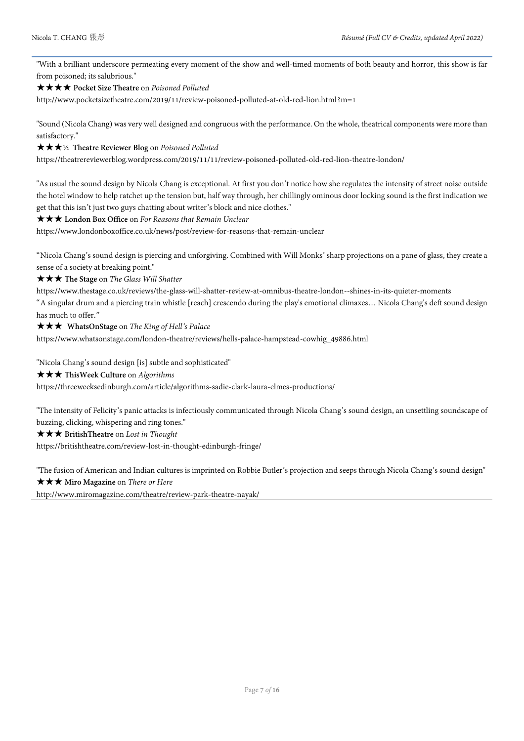"With a brilliant underscore permeating every moment of the show and well-timed moments of both beauty and horror, this show is far from poisoned; its salubrious."

★★★★ **Pocket Size Theatre** on *Poisoned Polluted*

http://www.pocketsizetheatre.com/2019/11/review-poisoned-polluted-at-old-red-lion.html?m=1

"Sound (Nicola Chang) was very well designed and congruous with the performance. On the whole, theatrical components were more than satisfactory."

★★★½ **Theatre Reviewer Blog** on *Poisoned Polluted*

https://theatrereviewerblog.wordpress.com/2019/11/11/review-poisoned-polluted-old-red-lion-theatre-london/

"As usual the sound design by Nicola Chang is exceptional. At first you don't notice how she regulates the intensity of street noise outside the hotel window to help ratchet up the tension but, half way through, her chillingly ominous door locking sound is the first indication we get that this isn't just two guys chatting about writer's block and nice clothes."

★★★ **London Box Office** on *For Reasons that Remain Unclear*

https://www.londonboxoffice.co.uk/news/post/review-for-reasons-that-remain-unclear

"Nicola Chang's sound design is piercing and unforgiving. Combined with Will Monks' sharp projections on a pane of glass, they create a sense of a society at breaking point."

★★★ **The Stage** on *The Glass Will Shatter*

https://www.thestage.co.uk/reviews/the-glass-will-shatter-review-at-omnibus-theatre-london--shines-in-its-quieter-moments

"A singular drum and a piercing train whistle [reach] crescendo during the play's emotional climaxes… Nicola Chang's deft sound design has much to offer."

★★★ **WhatsOnStage** on *The King of Hell's Palace*

https://www.whatsonstage.com/london-theatre/reviews/hells-palace-hampstead-cowhig_49886.html

"Nicola Chang's sound design [is] subtle and sophisticated"

★★★ **ThisWeek Culture** on *Algorithms*

https://threeweeksedinburgh.com/article/algorithms-sadie-clark-laura-elmes-productions/

"The intensity of Felicity's panic attacks is infectiously communicated through Nicola Chang's sound design, an unsettling soundscape of buzzing, clicking, whispering and ring tones."

★★★ **BritishTheatre** on *Lost in Thought*

https://britishtheatre.com/review-lost-in-thought-edinburgh-fringe/

"The fusion of American and Indian cultures is imprinted on Robbie Butler's projection and seeps through Nicola Chang's sound design"

★★★ **Miro Magazine** on *There or Here*

http://www.miromagazine.com/theatre/review-park-theatre-nayak/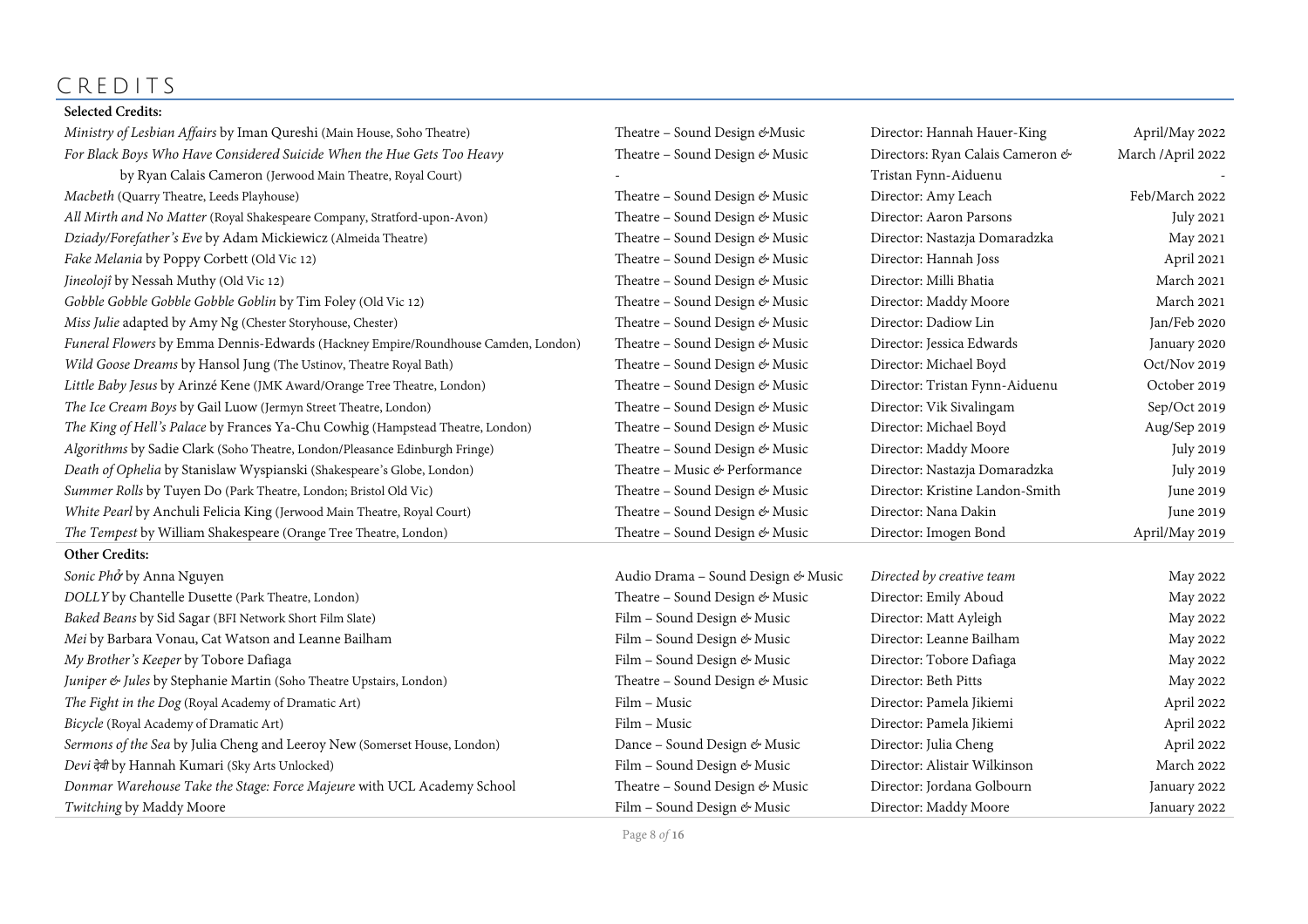# CREDITS

**Selected Credits:**

| | | | |
|---|---|---|---|
| *Ministry of Lesbian Affairs* by Iman Qureshi (Main House, Soho Theatre) | Theatre – Sound Design &Music | Director: Hannah Hauer-King | April/May 2022 |
| *For Black Boys Who Have Considered Suicide When the Hue Gets Too Heavy* by Ryan Calais Cameron (Jerwood Main Theatre, Royal Court) | Theatre – Sound Design & Music | Directors: Ryan Calais Cameron & Tristan Fynn-Aiduenu | March /April 2022 |
| *Macbeth* (Quarry Theatre, Leeds Playhouse) | Theatre – Sound Design & Music | Director: Amy Leach | Feb/March 2022 |
| *All Mirth and No Matter* (Royal Shakespeare Company, Stratford-upon-Avon) | Theatre – Sound Design & Music | Director: Aaron Parsons | July 2021 |
| *Dziady/Forefather's Eve* by Adam Mickiewicz (Almeida Theatre) | Theatre – Sound Design & Music | Director: Nastazja Domaradzka | May 2021 |
| *Fake Melania* by Poppy Corbett (Old Vic 12) | Theatre – Sound Design & Music | Director: Hannah Joss | April 2021 |
| *Jineolojî* by Nessah Muthy (Old Vic 12) | Theatre – Sound Design & Music | Director: Milli Bhatia | March 2021 |
| *Gobble Gobble Gobble Gobble Goblin* by Tim Foley (Old Vic 12) | Theatre – Sound Design & Music | Director: Maddy Moore | March 2021 |
| *Miss Julie* adapted by Amy Ng (Chester Storyhouse, Chester) | Theatre – Sound Design & Music | Director: Dadiow Lin | Jan/Feb 2020 |
| *Funeral Flowers* by Emma Dennis-Edwards (Hackney Empire/Roundhouse Camden, London) | Theatre – Sound Design & Music | Director: Jessica Edwards | January 2020 |
| *Wild Goose Dreams* by Hansol Jung (The Ustinov, Theatre Royal Bath) | Theatre – Sound Design & Music | Director: Michael Boyd | Oct/Nov 2019 |
| *Little Baby Jesus* by Arinzé Kene (JMK Award/Orange Tree Theatre, London) | Theatre – Sound Design & Music | Director: Tristan Fynn-Aiduenu | October 2019 |
| *The Ice Cream Boys* by Gail Luow (Jermyn Street Theatre, London) | Theatre – Sound Design & Music | Director: Vik Sivalingam | Sep/Oct 2019 |
| *The King of Hell's Palace* by Frances Ya-Chu Cowhig (Hampstead Theatre, London) | Theatre – Sound Design & Music | Director: Michael Boyd | Aug/Sep 2019 |
| *Algorithms* by Sadie Clark (Soho Theatre, London/Pleasance Edinburgh Fringe) | Theatre – Sound Design & Music | Director: Maddy Moore | July 2019 |
| *Death of Ophelia* by Stanislaw Wyspianski (Shakespeare's Globe, London) | Theatre – Music & Performance | Director: Nastazja Domaradzka | July 2019 |
| *Summer Rolls* by Tuyen Do (Park Theatre, London; Bristol Old Vic) | Theatre – Sound Design & Music | Director: Kristine Landon-Smith | June 2019 |
| *White Pearl* by Anchuli Felicia King (Jerwood Main Theatre, Royal Court) | Theatre – Sound Design & Music | Director: Nana Dakin | June 2019 |
| *The Tempest* by William Shakespeare (Orange Tree Theatre, London) | Theatre – Sound Design & Music | Director: Imogen Bond | April/May 2019 |

**Other Credits:**

| | | | |
|---|---|---|---|
| *Sonic Phở* by Anna Nguyen | Audio Drama – Sound Design & Music | *Directed by creative team* | May 2022 |
| *DOLLY* by Chantelle Dusette (Park Theatre, London) | Theatre – Sound Design & Music | Director: Emily Aboud | May 2022 |
| *Baked Beans* by Sid Sagar (BFI Network Short Film Slate) | Film – Sound Design & Music | Director: Matt Ayleigh | May 2022 |
| *Mei* by Barbara Vonau, Cat Watson and Leanne Bailham | Film – Sound Design & Music | Director: Leanne Bailham | May 2022 |
| *My Brother's Keeper* by Tobore Dafiaga | Film – Sound Design & Music | Director: Tobore Dafiaga | May 2022 |
| *Juniper & Jules* by Stephanie Martin (Soho Theatre Upstairs, London) | Theatre – Sound Design & Music | Director: Beth Pitts | May 2022 |
| *The Fight in the Dog* (Royal Academy of Dramatic Art) | Film – Music | Director: Pamela Jikiemi | April 2022 |
| *Bicycle* (Royal Academy of Dramatic Art) | Film – Music | Director: Pamela Jikiemi | April 2022 |
| *Sermons of the Sea* by Julia Cheng and Leeroy New (Somerset House, London) | Dance – Sound Design & Music | Director: Julia Cheng | April 2022 |
| *Devi देवी* by Hannah Kumari (Sky Arts Unlocked) | Film – Sound Design & Music | Director: Alistair Wilkinson | March 2022 |
| *Donmar Warehouse Take the Stage: Force Majeure* with UCL Academy School | Theatre – Sound Design & Music | Director: Jordana Golbourn | January 2022 |
| *Twitching* by Maddy Moore | Film – Sound Design & Music | Director: Maddy Moore | January 2022 |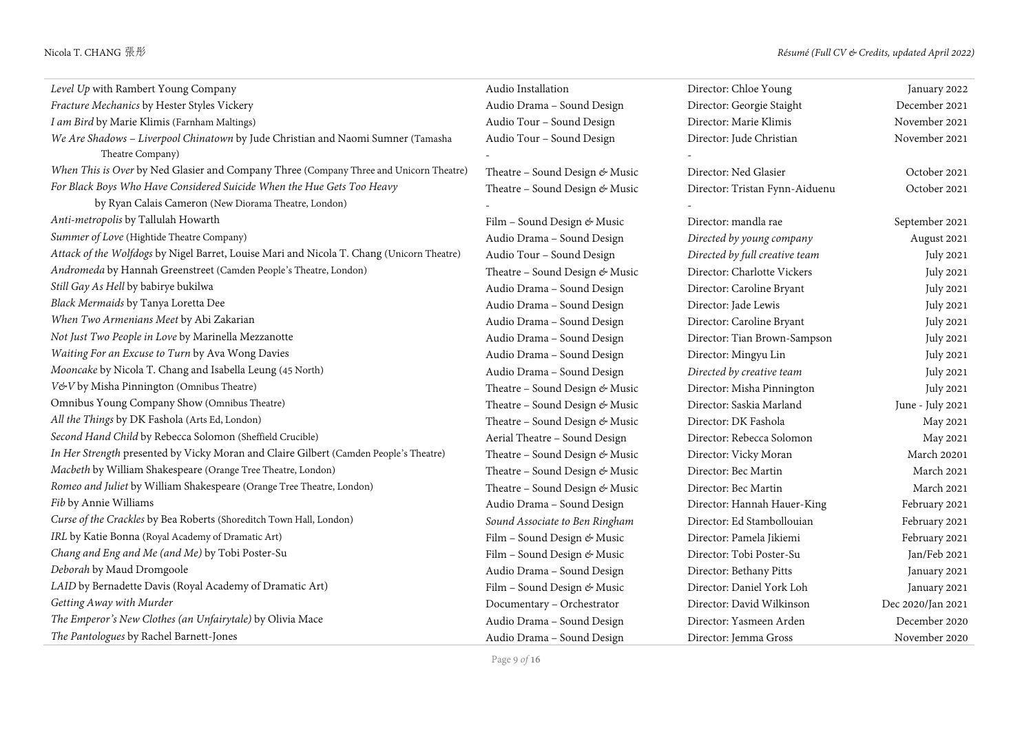| | | | |
|---|---|---|---|
| *Level Up* with Rambert Young Company | Audio Installation | Director: Chloe Young | January 2022 |
| *Fracture Mechanics* by Hester Styles Vickery | Audio Drama – Sound Design | Director: Georgie Staight | December 2021 |
| *I am Bird* by Marie Klimis (Farnham Maltings) | Audio Tour – Sound Design | Director: Marie Klimis | November 2021 |
| *We Are Shadows – Liverpool Chinatown* by Jude Christian and Naomi Sumner (Tamasha Theatre Company) | Audio Tour – Sound Design | Director: Jude Christian | November 2021 |
| *When This is Over* by Ned Glasier and Company Three (Company Three and Unicorn Theatre) | Theatre – Sound Design & Music | Director: Ned Glasier | October 2021 |
| *For Black Boys Who Have Considered Suicide When the Hue Gets Too Heavy* by Ryan Calais Cameron (New Diorama Theatre, London) | Theatre – Sound Design & Music | Director: Tristan Fynn-Aiduenu | October 2021 |
| *Anti-metropolis* by Tallulah Howarth | Film – Sound Design & Music | Director: mandla rae | September 2021 |
| *Summer of Love* (Hightide Theatre Company) | Audio Drama – Sound Design | *Directed by young company* | August 2021 |
| *Attack of the Wolfdogs* by Nigel Barret, Louise Mari and Nicola T. Chang (Unicorn Theatre) | Audio Tour – Sound Design | *Directed by full creative team* | July 2021 |
| *Andromeda* by Hannah Greenstreet (Camden People's Theatre, London) | Theatre – Sound Design & Music | Director: Charlotte Vickers | July 2021 |
| *Still Gay As Hell* by babirye bukilwa | Audio Drama – Sound Design | Director: Caroline Bryant | July 2021 |
| *Black Mermaids* by Tanya Loretta Dee | Audio Drama – Sound Design | Director: Jade Lewis | July 2021 |
| *When Two Armenians Meet* by Abi Zakarian | Audio Drama – Sound Design | Director: Caroline Bryant | July 2021 |
| *Not Just Two People in Love* by Marinella Mezzanotte | Audio Drama – Sound Design | Director: Tian Brown-Sampson | July 2021 |
| *Waiting For an Excuse to Turn* by Ava Wong Davies | Audio Drama – Sound Design | Director: Mingyu Lin | July 2021 |
| *Mooncake* by Nicola T. Chang and Isabella Leung (45 North) | Audio Drama – Sound Design | *Directed by creative team* | July 2021 |
| *V&V* by Misha Pinnington (Omnibus Theatre) | Theatre – Sound Design & Music | Director: Misha Pinnington | July 2021 |
| Omnibus Young Company Show (Omnibus Theatre) | Theatre – Sound Design & Music | Director: Saskia Marland | June - July 2021 |
| *All the Things* by DK Fashola (Arts Ed, London) | Theatre – Sound Design & Music | Director: DK Fashola | May 2021 |
| *Second Hand Child* by Rebecca Solomon (Sheffield Crucible) | Aerial Theatre – Sound Design | Director: Rebecca Solomon | May 2021 |
| *In Her Strength* presented by Vicky Moran and Claire Gilbert (Camden People's Theatre) | Theatre – Sound Design & Music | Director: Vicky Moran | March 20201 |
| *Macbeth* by William Shakespeare (Orange Tree Theatre, London) | Theatre – Sound Design & Music | Director: Bec Martin | March 2021 |
| *Romeo and Juliet* by William Shakespeare (Orange Tree Theatre, London) | Theatre – Sound Design & Music | Director: Bec Martin | March 2021 |
| *Fib* by Annie Williams | Audio Drama – Sound Design | Director: Hannah Hauer-King | February 2021 |
| *Curse of the Crackles* by Bea Roberts (Shoreditch Town Hall, London) | *Sound Associate to Ben Ringham* | Director: Ed Stambollouian | February 2021 |
| *IRL* by Katie Bonna (Royal Academy of Dramatic Art) | Film – Sound Design & Music | Director: Pamela Jikiemi | February 2021 |
| *Chang and Eng and Me (and Me)* by Tobi Poster-Su | Film – Sound Design & Music | Director: Tobi Poster-Su | Jan/Feb 2021 |
| *Deborah* by Maud Dromgoole | Audio Drama – Sound Design | Director: Bethany Pitts | January 2021 |
| *LAID* by Bernadette Davis (Royal Academy of Dramatic Art) | Film – Sound Design & Music | Director: Daniel York Loh | January 2021 |
| *Getting Away with Murder* | Documentary – Orchestrator | Director: David Wilkinson | Dec 2020/Jan 2021 |
| *The Emperor's New Clothes (an Unfairytale)* by Olivia Mace | Audio Drama – Sound Design | Director: Yasmeen Arden | December 2020 |
| *The Pantologues* by Rachel Barnett-Jones | Audio Drama – Sound Design | Director: Jemma Gross | November 2020 |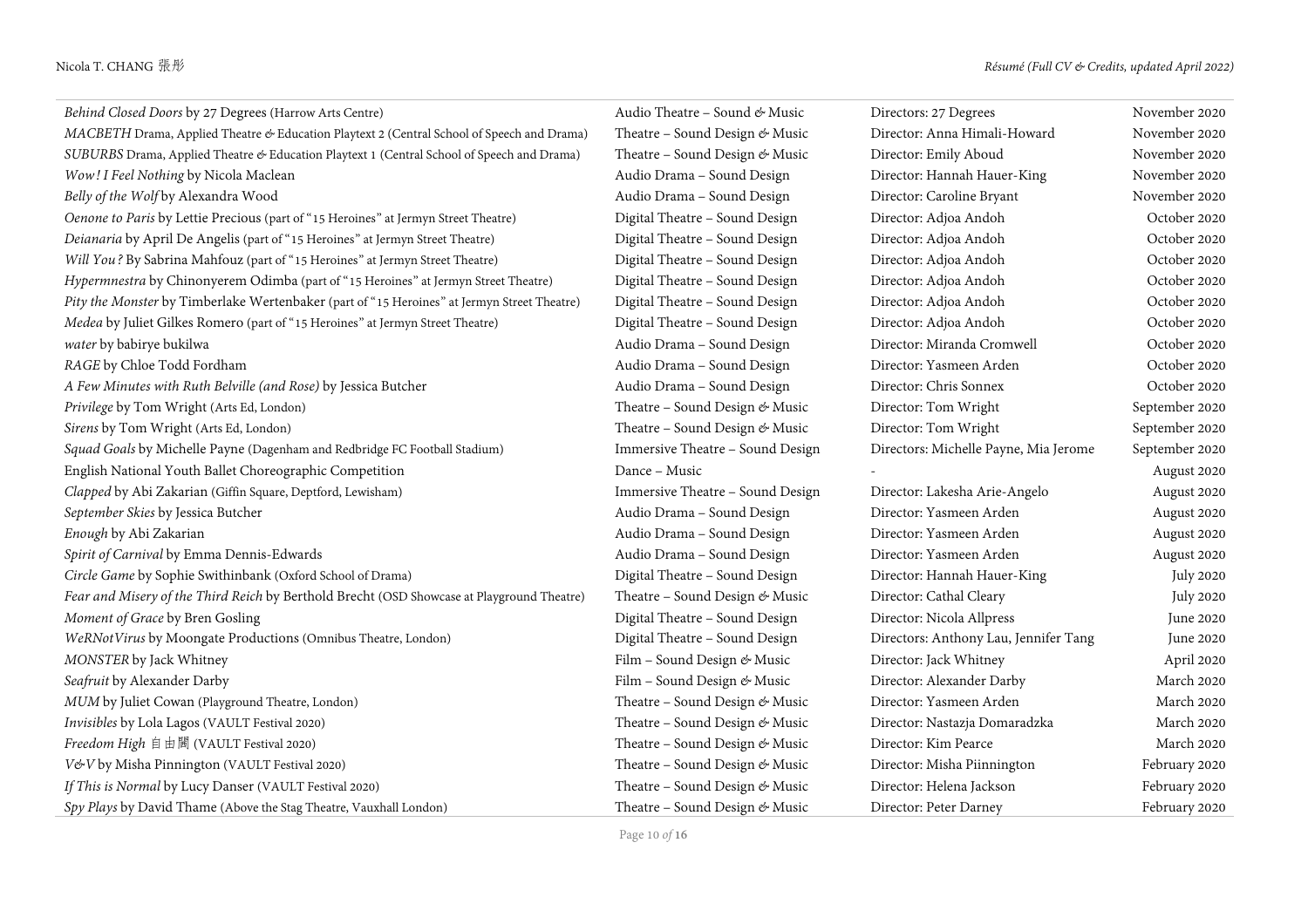| | | | |
|---|---|---|---|
| *Behind Closed Doors* by 27 Degrees (Harrow Arts Centre) | Audio Theatre – Sound & Music | Directors: 27 Degrees | November 2020 |
| *MACBETH* Drama, Applied Theatre & Education Playtext 2 (Central School of Speech and Drama) | Theatre – Sound Design & Music | Director: Anna Himali-Howard | November 2020 |
| *SUBURBS* Drama, Applied Theatre & Education Playtext 1 (Central School of Speech and Drama) | Theatre – Sound Design & Music | Director: Emily Aboud | November 2020 |
| *Wow! I Feel Nothing* by Nicola Maclean | Audio Drama – Sound Design | Director: Hannah Hauer-King | November 2020 |
| *Belly of the Wolf* by Alexandra Wood | Audio Drama – Sound Design | Director: Caroline Bryant | November 2020 |
| *Oenone to Paris* by Lettie Precious (part of "15 Heroines" at Jermyn Street Theatre) | Digital Theatre – Sound Design | Director: Adjoa Andoh | October 2020 |
| *Deianaria* by April De Angelis (part of "15 Heroines" at Jermyn Street Theatre) | Digital Theatre – Sound Design | Director: Adjoa Andoh | October 2020 |
| *Will You?* By Sabrina Mahfouz (part of "15 Heroines" at Jermyn Street Theatre) | Digital Theatre – Sound Design | Director: Adjoa Andoh | October 2020 |
| *Hypermnestra* by Chinonyerem Odimba (part of "15 Heroines" at Jermyn Street Theatre) | Digital Theatre – Sound Design | Director: Adjoa Andoh | October 2020 |
| *Pity the Monster* by Timberlake Wertenbaker (part of "15 Heroines" at Jermyn Street Theatre) | Digital Theatre – Sound Design | Director: Adjoa Andoh | October 2020 |
| *Medea* by Juliet Gilkes Romero (part of "15 Heroines" at Jermyn Street Theatre) | Digital Theatre – Sound Design | Director: Adjoa Andoh | October 2020 |
| *water* by babirye bukilwa | Audio Drama – Sound Design | Director: Miranda Cromwell | October 2020 |
| *RAGE* by Chloe Todd Fordham | Audio Drama – Sound Design | Director: Yasmeen Arden | October 2020 |
| *A Few Minutes with Ruth Belville (and Rose)* by Jessica Butcher | Audio Drama – Sound Design | Director: Chris Sonnex | October 2020 |
| *Privilege* by Tom Wright (Arts Ed, London) | Theatre – Sound Design & Music | Director: Tom Wright | September 2020 |
| *Sirens* by Tom Wright (Arts Ed, London) | Theatre – Sound Design & Music | Director: Tom Wright | September 2020 |
| *Squad Goals* by Michelle Payne (Dagenham and Redbridge FC Football Stadium) | Immersive Theatre – Sound Design | Directors: Michelle Payne, Mia Jerome | September 2020 |
| English National Youth Ballet Choreographic Competition | Dance – Music | - | August 2020 |
| *Clapped* by Abi Zakarian (Giffin Square, Deptford, Lewisham) | Immersive Theatre – Sound Design | Director: Lakesha Arie-Angelo | August 2020 |
| *September Skies* by Jessica Butcher | Audio Drama – Sound Design | Director: Yasmeen Arden | August 2020 |
| *Enough* by Abi Zakarian | Audio Drama – Sound Design | Director: Yasmeen Arden | August 2020 |
| *Spirit of Carnival* by Emma Dennis-Edwards | Audio Drama – Sound Design | Director: Yasmeen Arden | August 2020 |
| *Circle Game* by Sophie Swithinbank (Oxford School of Drama) | Digital Theatre – Sound Design | Director: Hannah Hauer-King | July 2020 |
| *Fear and Misery of the Third Reich* by Berthold Brecht (OSD Showcase at Playground Theatre) | Theatre – Sound Design & Music | Director: Cathal Cleary | July 2020 |
| *Moment of Grace* by Bren Gosling | Digital Theatre – Sound Design | Director: Nicola Allpress | June 2020 |
| *WeRNotVirus* by Moongate Productions (Omnibus Theatre, London) | Digital Theatre – Sound Design | Directors: Anthony Lau, Jennifer Tang | June 2020 |
| *MONSTER* by Jack Whitney | Film – Sound Design & Music | Director: Jack Whitney | April 2020 |
| *Seafruit* by Alexander Darby | Film – Sound Design & Music | Director: Alexander Darby | March 2020 |
| *MUM* by Juliet Cowan (Playground Theatre, London) | Theatre – Sound Design & Music | Director: Yasmeen Arden | March 2020 |
| *Invisibles* by Lola Lagos (VAULT Festival 2020) | Theatre – Sound Design & Music | Director: Nastazja Domaradzka | March 2020 |
| *Freedom High* 自由關 (VAULT Festival 2020) | Theatre – Sound Design & Music | Director: Kim Pearce | March 2020 |
| *V&V* by Misha Pinnington (VAULT Festival 2020) | Theatre – Sound Design & Music | Director: Misha Piinnington | February 2020 |
| *If This is Normal* by Lucy Danser (VAULT Festival 2020) | Theatre – Sound Design & Music | Director: Helena Jackson | February 2020 |
| *Spy Plays* by David Thame (Above the Stag Theatre, Vauxhall London) | Theatre – Sound Design & Music | Director: Peter Darney | February 2020 |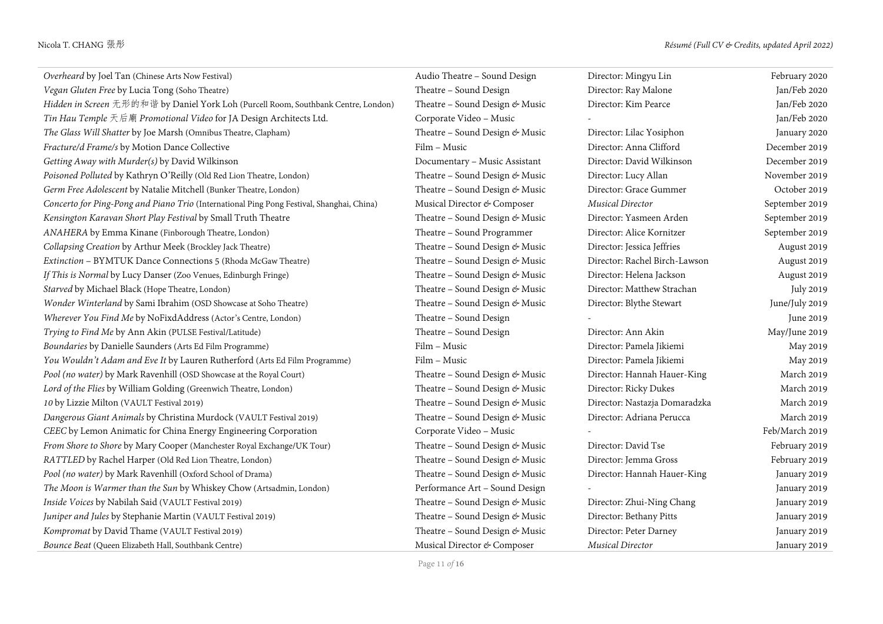| | | | |
|---|---|---|---|
| *Overheard* by Joel Tan (Chinese Arts Now Festival) | Audio Theatre – Sound Design | Director: Mingyu Lin | February 2020 |
| *Vegan Gluten Free* by Lucia Tong (Soho Theatre) | Theatre – Sound Design | Director: Ray Malone | Jan/Feb 2020 |
| *Hidden in Screen 无形的和谐* by Daniel York Loh (Purcell Room, Southbank Centre, London) | Theatre – Sound Design & Music | Director: Kim Pearce | Jan/Feb 2020 |
| *Tin Hau Temple 天后廟 Promotional Video* for JA Design Architects Ltd. | Corporate Video – Music | - | Jan/Feb 2020 |
| *The Glass Will Shatter* by Joe Marsh (Omnibus Theatre, Clapham) | Theatre – Sound Design & Music | Director: Lilac Yosiphon | January 2020 |
| *Fracture/d Frame/s* by Motion Dance Collective | Film – Music | Director: Anna Clifford | December 2019 |
| *Getting Away with Murder(s)* by David Wilkinson | Documentary – Music Assistant | Director: David Wilkinson | December 2019 |
| *Poisoned Polluted* by Kathryn O'Reilly (Old Red Lion Theatre, London) | Theatre – Sound Design & Music | Director: Lucy Allan | November 2019 |
| *Germ Free Adolescent* by Natalie Mitchell (Bunker Theatre, London) | Theatre – Sound Design & Music | Director: Grace Gummer | October 2019 |
| *Concerto for Ping-Pong and Piano Trio* (International Ping Pong Festival, Shanghai, China) | Musical Director & Composer | *Musical Director* | September 2019 |
| *Kensington Karavan Short Play Festival* by Small Truth Theatre | Theatre – Sound Design & Music | Director: Yasmeen Arden | September 2019 |
| *ANAHERA* by Emma Kinane (Finborough Theatre, London) | Theatre – Sound Programmer | Director: Alice Kornitzer | September 2019 |
| *Collapsing Creation* by Arthur Meek (Brockley Jack Theatre) | Theatre – Sound Design & Music | Director: Jessica Jeffries | August 2019 |
| *Extinction* – BYMTUK Dance Connections 5 (Rhoda McGaw Theatre) | Theatre – Sound Design & Music | Director: Rachel Birch-Lawson | August 2019 |
| *If This is Normal* by Lucy Danser (Zoo Venues, Edinburgh Fringe) | Theatre – Sound Design & Music | Director: Helena Jackson | August 2019 |
| *Starved* by Michael Black (Hope Theatre, London) | Theatre – Sound Design & Music | Director: Matthew Strachan | July 2019 |
| *Wonder Winterland* by Sami Ibrahim (OSD Showcase at Soho Theatre) | Theatre – Sound Design & Music | Director: Blythe Stewart | June/July 2019 |
| *Wherever You Find Me* by NoFixdAddress (Actor's Centre, London) | Theatre – Sound Design | - | June 2019 |
| *Trying to Find Me* by Ann Akin (PULSE Festival/Latitude) | Theatre – Sound Design | Director: Ann Akin | May/June 2019 |
| *Boundaries* by Danielle Saunders (Arts Ed Film Programme) | Film – Music | Director: Pamela Jikiemi | May 2019 |
| *You Wouldn't Adam and Eve It* by Lauren Rutherford (Arts Ed Film Programme) | Film – Music | Director: Pamela Jikiemi | May 2019 |
| *Pool (no water)* by Mark Ravenhill (OSD Showcase at the Royal Court) | Theatre – Sound Design & Music | Director: Hannah Hauer-King | March 2019 |
| *Lord of the Flies* by William Golding (Greenwich Theatre, London) | Theatre – Sound Design & Music | Director: Ricky Dukes | March 2019 |
| *10* by Lizzie Milton (VAULT Festival 2019) | Theatre – Sound Design & Music | Director: Nastazja Domaradzka | March 2019 |
| *Dangerous Giant Animals* by Christina Murdock (VAULT Festival 2019) | Theatre – Sound Design & Music | Director: Adriana Perucca | March 2019 |
| *CEEC* by Lemon Animatic for China Energy Engineering Corporation | Corporate Video – Music | - | Feb/March 2019 |
| *From Shore to Shore* by Mary Cooper (Manchester Royal Exchange/UK Tour) | Theatre – Sound Design & Music | Director: David Tse | February 2019 |
| *RATTLED* by Rachel Harper (Old Red Lion Theatre, London) | Theatre – Sound Design & Music | Director: Jemma Gross | February 2019 |
| *Pool (no water)* by Mark Ravenhill (Oxford School of Drama) | Theatre – Sound Design & Music | Director: Hannah Hauer-King | January 2019 |
| *The Moon is Warmer than the Sun* by Whiskey Chow (Artsadmin, London) | Performance Art – Sound Design | - | January 2019 |
| *Inside Voices* by Nabilah Said (VAULT Festival 2019) | Theatre – Sound Design & Music | Director: Zhui-Ning Chang | January 2019 |
| *Juniper and Jules* by Stephanie Martin (VAULT Festival 2019) | Theatre – Sound Design & Music | Director: Bethany Pitts | January 2019 |
| *Kompromat* by David Thame (VAULT Festival 2019) | Theatre – Sound Design & Music | Director: Peter Darney | January 2019 |
| *Bounce Beat* (Queen Elizabeth Hall, Southbank Centre) | Musical Director & Composer | *Musical Director* | January 2019 |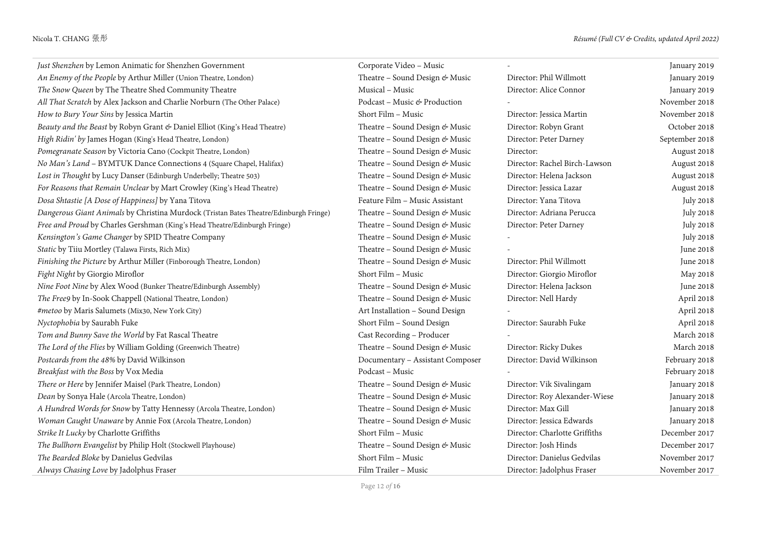| | | | |
|---|---|---|---|
| *Just Shenzhen* by Lemon Animatic for Shenzhen Government | Corporate Video – Music | - | January 2019 |
| *An Enemy of the People* by Arthur Miller (Union Theatre, London) | Theatre – Sound Design & Music | Director: Phil Willmott | January 2019 |
| *The Snow Queen* by The Theatre Shed Community Theatre | Musical – Music | Director: Alice Connor | January 2019 |
| *All That Scratch* by Alex Jackson and Charlie Norburn (The Other Palace) | Podcast – Music & Production | - | November 2018 |
| *How to Bury Your Sins* by Jessica Martin | Short Film – Music | Director: Jessica Martin | November 2018 |
| *Beauty and the Beast* by Robyn Grant & Daniel Elliot (King's Head Theatre) | Theatre – Sound Design & Music | Director: Robyn Grant | October 2018 |
| *High Ridin' by* James Hogan (King's Head Theatre, London) | Theatre – Sound Design & Music | Director: Peter Darney | September 2018 |
| *Pomegranate Season* by Victoria Cano (Cockpit Theatre, London) | Theatre – Sound Design & Music | Director: | August 2018 |
| *No Man's Land* – BYMTUK Dance Connections 4 (Square Chapel, Halifax) | Theatre – Sound Design & Music | Director: Rachel Birch-Lawson | August 2018 |
| *Lost in Thought* by Lucy Danser (Edinburgh Underbelly; Theatre 503) | Theatre – Sound Design & Music | Director: Helena Jackson | August 2018 |
| *For Reasons that Remain Unclear* by Mart Crowley (King's Head Theatre) | Theatre – Sound Design & Music | Director: Jessica Lazar | August 2018 |
| *Dosa Shtastie [A Dose of Happiness]* by Yana Titova | Feature Film – Music Assistant | Director: Yana Titova | July 2018 |
| *Dangerous Giant Animals* by Christina Murdock (Tristan Bates Theatre/Edinburgh Fringe) | Theatre – Sound Design & Music | Director: Adriana Perucca | July 2018 |
| *Free and Proud* by Charles Gershman (King's Head Theatre/Edinburgh Fringe) | Theatre – Sound Design & Music | Director: Peter Darney | July 2018 |
| *Kensington's Game Changer* by SPID Theatre Company | Theatre – Sound Design & Music | - | July 2018 |
| *Static* by Tiiu Mortley (Talawa Firsts, Rich Mix) | Theatre – Sound Design & Music | - | June 2018 |
| *Finishing the Picture* by Arthur Miller (Finborough Theatre, London) | Theatre – Sound Design & Music | Director: Phil Willmott | June 2018 |
| *Fight Night* by Giorgio Miroflor | Short Film – Music | Director: Giorgio Miroflor | May 2018 |
| *Nine Foot Nine* by Alex Wood (Bunker Theatre/Edinburgh Assembly) | Theatre – Sound Design & Music | Director: Helena Jackson | June 2018 |
| *The Free9* by In-Sook Chappell (National Theatre, London) | Theatre – Sound Design & Music | Director: Nell Hardy | April 2018 |
| *#metoo* by Maris Salumets (Mix30, New York City) | Art Installation – Sound Design | - | April 2018 |
| *Nyctophobia* by Saurabh Fuke | Short Film – Sound Design | Director: Saurabh Fuke | April 2018 |
| *Tom and Bunny Save the World* by Fat Rascal Theatre | Cast Recording – Producer | - | March 2018 |
| *The Lord of the Flies* by William Golding (Greenwich Theatre) | Theatre – Sound Design & Music | Director: Ricky Dukes | March 2018 |
| *Postcards from the 48%* by David Wilkinson | Documentary – Assistant Composer | Director: David Wilkinson | February 2018 |
| *Breakfast with the Boss* by Vox Media | Podcast – Music | - | February 2018 |
| *There or Here* by Jennifer Maisel (Park Theatre, London) | Theatre – Sound Design & Music | Director: Vik Sivalingam | January 2018 |
| *Dean* by Sonya Hale (Arcola Theatre, London) | Theatre – Sound Design & Music | Director: Roy Alexander-Wiese | January 2018 |
| *A Hundred Words for Snow* by Tatty Hennessy (Arcola Theatre, London) | Theatre – Sound Design & Music | Director: Max Gill | January 2018 |
| *Woman Caught Unaware* by Annie Fox (Arcola Theatre, London) | Theatre – Sound Design & Music | Director: Jessica Edwards | January 2018 |
| *Strike It Lucky* by Charlotte Griffiths | Short Film – Music | Director: Charlotte Griffiths | December 2017 |
| *The Bullhorn Evangelist* by Philip Holt (Stockwell Playhouse) | Theatre – Sound Design & Music | Director: Josh Hinds | December 2017 |
| *The Bearded Bloke* by Danielus Gedvilas | Short Film – Music | Director: Danielus Gedvilas | November 2017 |
| *Always Chasing Love* by Jadolphus Fraser | Film Trailer – Music | Director: Jadolphus Fraser | November 2017 |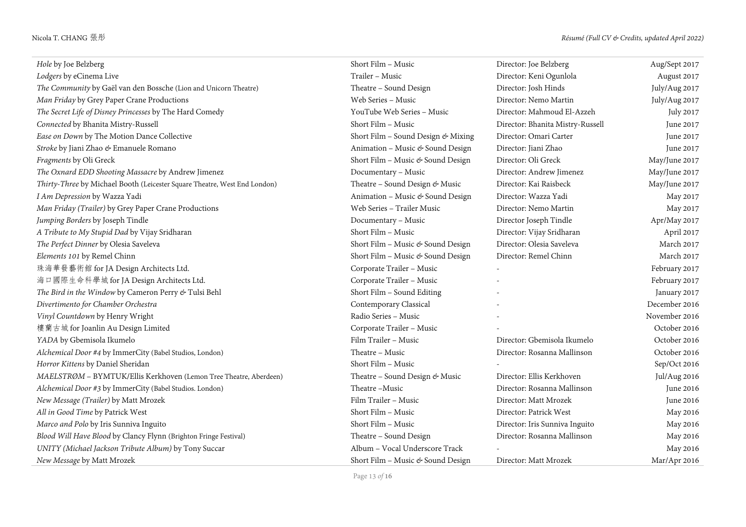| | | | |
|---|---|---|---|
| *Hole* by Joe Belzberg | Short Film – Music | Director: Joe Belzberg | Aug/Sept 2017 |
| *Lodgers* by eCinema Live | Trailer – Music | Director: Keni Ogunlola | August 2017 |
| *The Community* by Gaël van den Bossche (Lion and Unicorn Theatre) | Theatre – Sound Design | Director: Josh Hinds | July/Aug 2017 |
| *Man Friday* by Grey Paper Crane Productions | Web Series – Music | Director: Nemo Martin | July/Aug 2017 |
| *The Secret Life of Disney Princesses* by The Hard Comedy | YouTube Web Series – Music | Director: Mahmoud El-Azzeh | July 2017 |
| *Connected* by Bhanita Mistry-Russell | Short Film – Music | Director: Bhanita Mistry-Russell | June 2017 |
| *Ease on Down* by The Motion Dance Collective | Short Film – Sound Design & Mixing | Director: Omari Carter | June 2017 |
| *Stroke* by Jiani Zhao & Emanuele Romano | Animation – Music & Sound Design | Director: Jiani Zhao | June 2017 |
| *Fragments* by Oli Greck | Short Film – Music & Sound Design | Director: Oli Greck | May/June 2017 |
| *The Oxnard EDD Shooting Massacre* by Andrew Jimenez | Documentary – Music | Director: Andrew Jimenez | May/June 2017 |
| *Thirty-Three* by Michael Booth (Leicester Square Theatre, West End London) | Theatre – Sound Design & Music | Director: Kai Raisbeck | May/June 2017 |
| *I Am Depression* by Wazza Yadi | Animation – Music & Sound Design | Director: Wazza Yadi | May 2017 |
| *Man Friday (Trailer)* by Grey Paper Crane Productions | Web Series – Trailer Music | Director: Nemo Martin | May 2017 |
| *Jumping Borders* by Joseph Tindle | Documentary – Music | Director Joseph Tindle | Apr/May 2017 |
| *A Tribute to My Stupid Dad* by Vijay Sridharan | Short Film – Music | Director: Vijay Sridharan | April 2017 |
| *The Perfect Dinner* by Olesia Saveleva | Short Film – Music & Sound Design | Director: Olesia Saveleva | March 2017 |
| *Elements 101* by Remel Chinn | Short Film – Music & Sound Design | Director: Remel Chinn | March 2017 |
| 珠海華發藝術館 for JA Design Architects Ltd. | Corporate Trailer – Music | - | February 2017 |
| 海口國際生命科學城 for JA Design Architects Ltd. | Corporate Trailer – Music | - | February 2017 |
| *The Bird in the Window* by Cameron Perry & Tulsi Behl | Short Film – Sound Editing | - | January 2017 |
| *Divertimento for Chamber Orchestra* | Contemporary Classical | - | December 2016 |
| *Vinyl Countdown* by Henry Wright | Radio Series – Music | - | November 2016 |
| 樓蘭古城 for Joanlin Au Design Limited | Corporate Trailer – Music | - | October 2016 |
| *YADA* by Gbemisola Ikumelo | Film Trailer – Music | Director: Gbemisola Ikumelo | October 2016 |
| *Alchemical Door #4* by ImmerCity (Babel Studios, London) | Theatre – Music | Director: Rosanna Mallinson | October 2016 |
| *Horror Kittens* by Daniel Sheridan | Short Film – Music | - | Sep/Oct 2016 |
| *MAELSTRØM* – BYMTUK/Ellis Kerkhoven (Lemon Tree Theatre, Aberdeen) | Theatre – Sound Design & Music | Director: Ellis Kerkhoven | Jul/Aug 2016 |
| *Alchemical Door #3* by ImmerCity (Babel Studios. London) | Theatre –Music | Director: Rosanna Mallinson | June 2016 |
| *New Message (Trailer)* by Matt Mrozek | Film Trailer – Music | Director: Matt Mrozek | June 2016 |
| *All in Good Time* by Patrick West | Short Film – Music | Director: Patrick West | May 2016 |
| *Marco and Polo* by Iris Sunniva Inguito | Short Film – Music | Director: Iris Sunniva Inguito | May 2016 |
| *Blood Will Have Blood* by Clancy Flynn (Brighton Fringe Festival) | Theatre – Sound Design | Director: Rosanna Mallinson | May 2016 |
| *UNITY (Michael Jackson Tribute Album)* by Tony Succar | Album – Vocal Underscore Track | - | May 2016 |
| *New Message* by Matt Mrozek | Short Film – Music & Sound Design | Director: Matt Mrozek | Mar/Apr 2016 |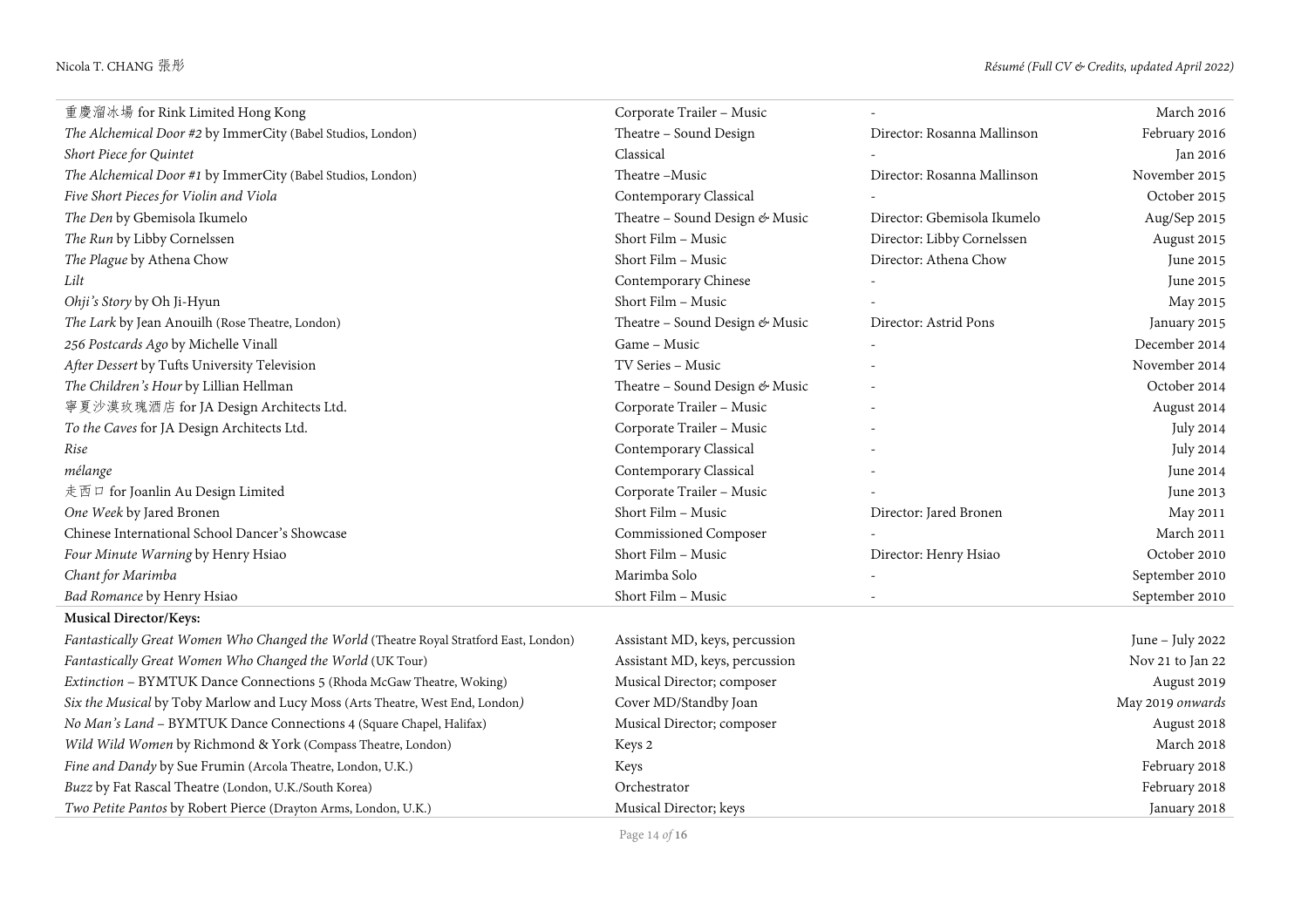| | | | |
|---|---|---|---|
| 重慶溜冰場 for Rink Limited Hong Kong | Corporate Trailer – Music | - | March 2016 |
| *The Alchemical Door #2* by ImmerCity (Babel Studios, London) | Theatre – Sound Design | Director: Rosanna Mallinson | February 2016 |
| *Short Piece for Quintet* | Classical | - | Jan 2016 |
| *The Alchemical Door #1* by ImmerCity (Babel Studios, London) | Theatre –Music | Director: Rosanna Mallinson | November 2015 |
| *Five Short Pieces for Violin and Viola* | Contemporary Classical | - | October 2015 |
| *The Den* by Gbemisola Ikumelo | Theatre – Sound Design & Music | Director: Gbemisola Ikumelo | Aug/Sep 2015 |
| *The Run* by Libby Cornelssen | Short Film – Music | Director: Libby Cornelssen | August 2015 |
| *The Plague* by Athena Chow | Short Film – Music | Director: Athena Chow | June 2015 |
| *Lilt* | Contemporary Chinese | - | June 2015 |
| *Ohji's Story* by Oh Ji-Hyun | Short Film – Music | - | May 2015 |
| *The Lark* by Jean Anouilh (Rose Theatre, London) | Theatre – Sound Design & Music | Director: Astrid Pons | January 2015 |
| *256 Postcards Ago* by Michelle Vinall | Game – Music | - | December 2014 |
| *After Dessert* by Tufts University Television | TV Series – Music | - | November 2014 |
| *The Children's Hour* by Lillian Hellman | Theatre – Sound Design & Music | - | October 2014 |
| 寧夏沙漠玫瑰酒店 for JA Design Architects Ltd. | Corporate Trailer – Music | - | August 2014 |
| *To the Caves* for JA Design Architects Ltd. | Corporate Trailer – Music | - | July 2014 |
| *Rise* | Contemporary Classical | - | July 2014 |
| *mélange* | Contemporary Classical | - | June 2014 |
| 走西口 for Joanlin Au Design Limited | Corporate Trailer – Music | - | June 2013 |
| *One Week* by Jared Bronen | Short Film – Music | Director: Jared Bronen | May 2011 |
| Chinese International School Dancer's Showcase | Commissioned Composer | - | March 2011 |
| *Four Minute Warning* by Henry Hsiao | Short Film – Music | Director: Henry Hsiao | October 2010 |
| *Chant for Marimba* | Marimba Solo | - | September 2010 |
| *Bad Romance* by Henry Hsiao | Short Film – Music | - | September 2010 |

**Musical Director/Keys:**

| | | | |
|---|---|---|---|
| *Fantastically Great Women Who Changed the World* (Theatre Royal Stratford East, London) | Assistant MD, keys, percussion | | June – July 2022 |
| *Fantastically Great Women Who Changed the World* (UK Tour) | Assistant MD, keys, percussion | | Nov 21 to Jan 22 |
| *Extinction* – BYMTUK Dance Connections 5 (Rhoda McGaw Theatre, Woking) | Musical Director; composer | | August 2019 |
| *Six the Musical* by Toby Marlow and Lucy Moss (Arts Theatre, West End, London) | Cover MD/Standby Joan | | May 2019 *onwards* |
| *No Man's Land* – BYMTUK Dance Connections 4 (Square Chapel, Halifax) | Musical Director; composer | | August 2018 |
| *Wild Wild Women* by Richmond & York (Compass Theatre, London) | Keys 2 | | March 2018 |
| *Fine and Dandy* by Sue Frumin (Arcola Theatre, London, U.K.) | Keys | | February 2018 |
| *Buzz* by Fat Rascal Theatre (London, U.K./South Korea) | Orchestrator | | February 2018 |
| *Two Petite Pantos* by Robert Pierce (Drayton Arms, London, U.K.) | Musical Director; keys | | January 2018 |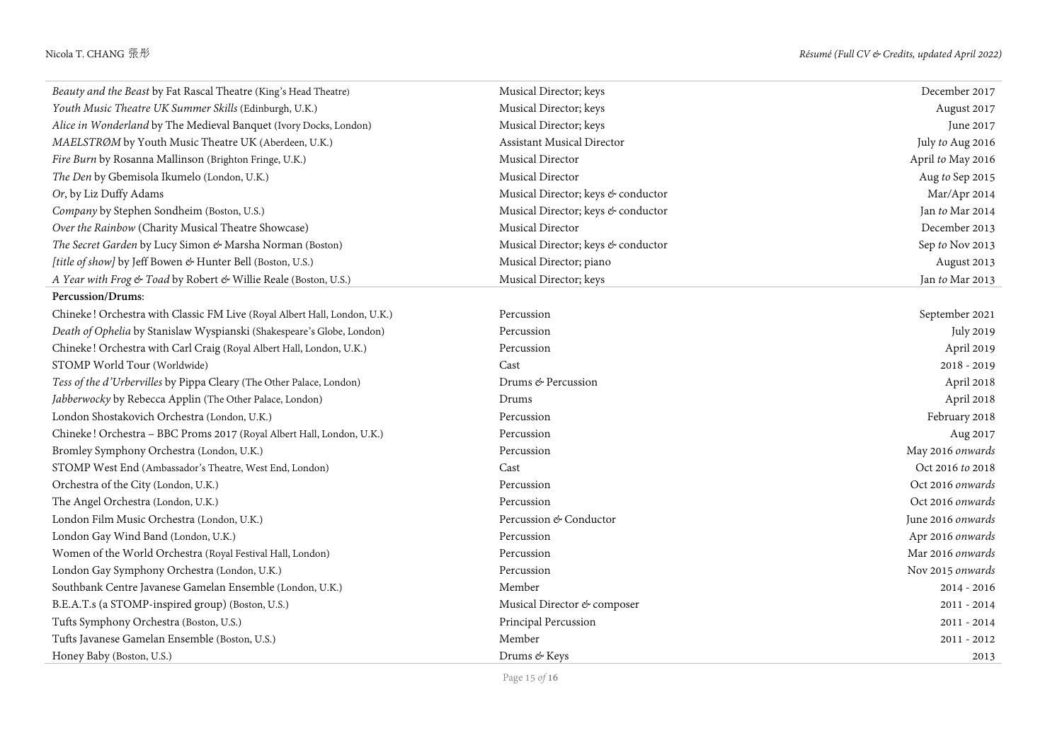| | | |
|---|---|---|
| *Beauty and the Beast* by Fat Rascal Theatre (King's Head Theatre) | Musical Director; keys | December 2017 |
| *Youth Music Theatre UK Summer Skills* (Edinburgh, U.K.) | Musical Director; keys | August 2017 |
| *Alice in Wonderland* by The Medieval Banquet (Ivory Docks, London) | Musical Director; keys | June 2017 |
| *MAELSTRØM* by Youth Music Theatre UK (Aberdeen, U.K.) | Assistant Musical Director | July *to* Aug 2016 |
| *Fire Burn* by Rosanna Mallinson (Brighton Fringe, U.K.) | Musical Director | April *to* May 2016 |
| *The Den* by Gbemisola Ikumelo (London, U.K.) | Musical Director | Aug *to* Sep 2015 |
| *Or*, by Liz Duffy Adams | Musical Director; keys & conductor | Mar/Apr 2014 |
| *Company* by Stephen Sondheim (Boston, U.S.) | Musical Director; keys & conductor | Jan *to* Mar 2014 |
| *Over the Rainbow* (Charity Musical Theatre Showcase) | Musical Director | December 2013 |
| *The Secret Garden* by Lucy Simon & Marsha Norman (Boston) | Musical Director; keys & conductor | Sep *to* Nov 2013 |
| *[title of show]* by Jeff Bowen & Hunter Bell (Boston, U.S.) | Musical Director; piano | August 2013 |
| *A Year with Frog & Toad* by Robert & Willie Reale (Boston, U.S.) | Musical Director; keys | Jan *to* Mar 2013 |
| **Percussion/Drums**: | | |
| Chineke! Orchestra with Classic FM Live (Royal Albert Hall, London, U.K.) | Percussion | September 2021 |
| *Death of Ophelia* by Stanislaw Wyspianski (Shakespeare's Globe, London) | Percussion | July 2019 |
| Chineke! Orchestra with Carl Craig (Royal Albert Hall, London, U.K.) | Percussion | April 2019 |
| STOMP World Tour (Worldwide) | Cast | 2018 - 2019 |
| *Tess of the d'Urbervilles* by Pippa Cleary (The Other Palace, London) | Drums & Percussion | April 2018 |
| *Jabberwocky* by Rebecca Applin (The Other Palace, London) | Drums | April 2018 |
| London Shostakovich Orchestra (London, U.K.) | Percussion | February 2018 |
| Chineke! Orchestra – BBC Proms 2017 (Royal Albert Hall, London, U.K.) | Percussion | Aug 2017 |
| Bromley Symphony Orchestra (London, U.K.) | Percussion | May 2016 *onwards* |
| STOMP West End (Ambassador's Theatre, West End, London) | Cast | Oct 2016 *to* 2018 |
| Orchestra of the City (London, U.K.) | Percussion | Oct 2016 *onwards* |
| The Angel Orchestra (London, U.K.) | Percussion | Oct 2016 *onwards* |
| London Film Music Orchestra (London, U.K.) | Percussion & Conductor | June 2016 *onwards* |
| London Gay Wind Band (London, U.K.) | Percussion | Apr 2016 *onwards* |
| Women of the World Orchestra (Royal Festival Hall, London) | Percussion | Mar 2016 *onwards* |
| London Gay Symphony Orchestra (London, U.K.) | Percussion | Nov 2015 *onwards* |
| Southbank Centre Javanese Gamelan Ensemble (London, U.K.) | Member | 2014 - 2016 |
| B.E.A.T.s (a STOMP-inspired group) (Boston, U.S.) | Musical Director & composer | 2011 - 2014 |
| Tufts Symphony Orchestra (Boston, U.S.) | Principal Percussion | 2011 - 2014 |
| Tufts Javanese Gamelan Ensemble (Boston, U.S.) | Member | 2011 - 2012 |
| Honey Baby (Boston, U.S.) | Drums & Keys | 2013 |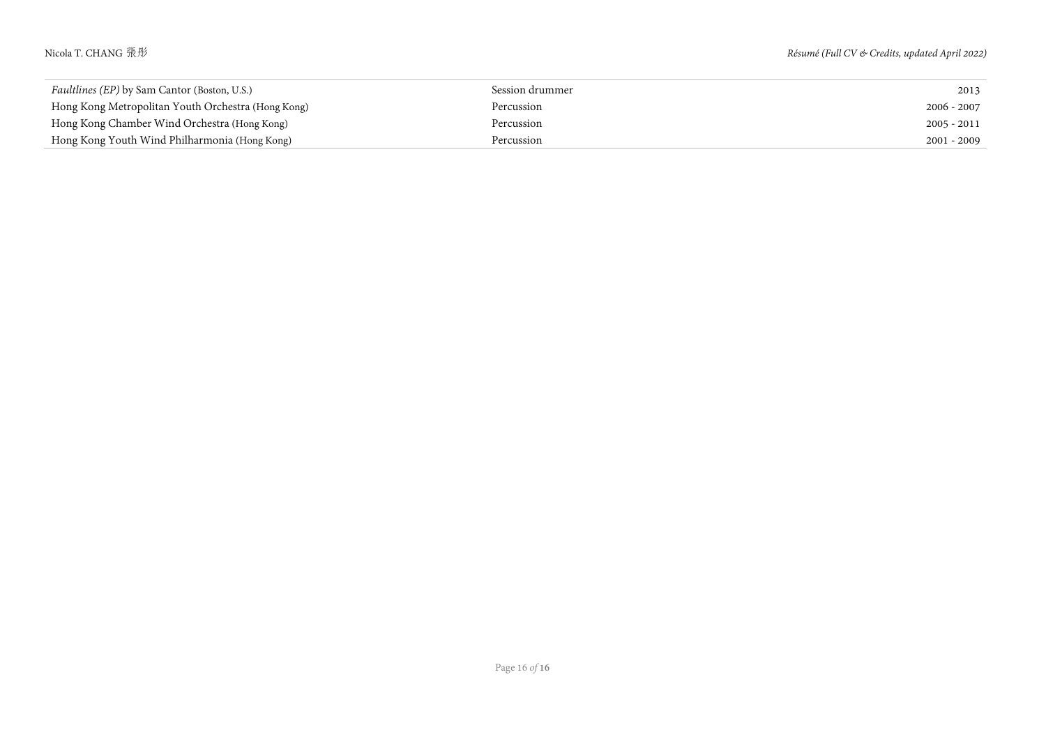| | | |
|---|---|---|
| *Faultlines (EP)* by Sam Cantor (Boston, U.S.) | Session drummer | 2013 |
| Hong Kong Metropolitan Youth Orchestra (Hong Kong) | Percussion | 2006 - 2007 |
| Hong Kong Chamber Wind Orchestra (Hong Kong) | Percussion | 2005 - 2011 |
| Hong Kong Youth Wind Philharmonia (Hong Kong) | Percussion | 2001 - 2009 |